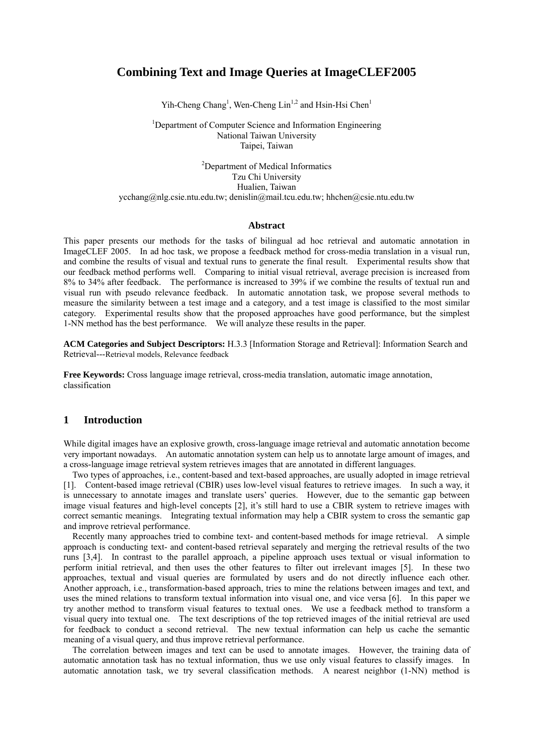# Combining Text and Image Queries at ImageCLEF2005

Yih-Cheng Chang[1], Wen-Cheng Lin[1,2] and Hsin-Hsi Chen[1]

[1]Department of Computer Science and Information Engineering
National Taiwan University
Taipei, Taiwan

[2]Department of Medical Informatics
Tzu Chi University
Hualien, Taiwan
ycchang@nlg.csie.ntu.edu.tw; denislin@mail.tcu.edu.tw; hhchen@csie.ntu.edu.tw

### Abstract

This paper presents our methods for the tasks of bilingual ad hoc retrieval and automatic annotation in ImageCLEF 2005. In ad hoc task, we propose a feedback method for cross-media translation in a visual run, and combine the results of visual and textual runs to generate the final result. Experimental results show that our feedback method performs well. Comparing to initial visual retrieval, average precision is increased from 8% to 34% after feedback. The performance is increased to 39% if we combine the results of textual run and visual run with pseudo relevance feedback. In automatic annotation task, we propose several methods to measure the similarity between a test image and a category, and a test image is classified to the most similar category. Experimental results show that the proposed approaches have good performance, but the simplest 1-NN method has the best performance. We will analyze these results in the paper.

**ACM Categories and Subject Descriptors:** H.3.3 [Information Storage and Retrieval]: Information Search and Retrieval---Retrieval models, Relevance feedback

**Free Keywords:** Cross language image retrieval, cross-media translation, automatic image annotation, classification

## 1 Introduction

While digital images have an explosive growth, cross-language image retrieval and automatic annotation become very important nowadays. An automatic annotation system can help us to annotate large amount of images, and a cross-language image retrieval system retrieves images that are annotated in different languages.

Two types of approaches, i.e., content-based and text-based approaches, are usually adopted in image retrieval [1]. Content-based image retrieval (CBIR) uses low-level visual features to retrieve images. In such a way, it is unnecessary to annotate images and translate users' queries. However, due to the semantic gap between image visual features and high-level concepts [2], it's still hard to use a CBIR system to retrieve images with correct semantic meanings. Integrating textual information may help a CBIR system to cross the semantic gap and improve retrieval performance.

Recently many approaches tried to combine text- and content-based methods for image retrieval. A simple approach is conducting text- and content-based retrieval separately and merging the retrieval results of the two runs [3,4]. In contrast to the parallel approach, a pipeline approach uses textual or visual information to perform initial retrieval, and then uses the other features to filter out irrelevant images [5]. In these two approaches, textual and visual queries are formulated by users and do not directly influence each other. Another approach, i.e., transformation-based approach, tries to mine the relations between images and text, and uses the mined relations to transform textual information into visual one, and vice versa [6]. In this paper we try another method to transform visual features to textual ones. We use a feedback method to transform a visual query into textual one. The text descriptions of the top retrieved images of the initial retrieval are used for feedback to conduct a second retrieval. The new textual information can help us cache the semantic meaning of a visual query, and thus improve retrieval performance.

The correlation between images and text can be used to annotate images. However, the training data of automatic annotation task has no textual information, thus we use only visual features to classify images. In automatic annotation task, we try several classification methods. A nearest neighbor (1-NN) method is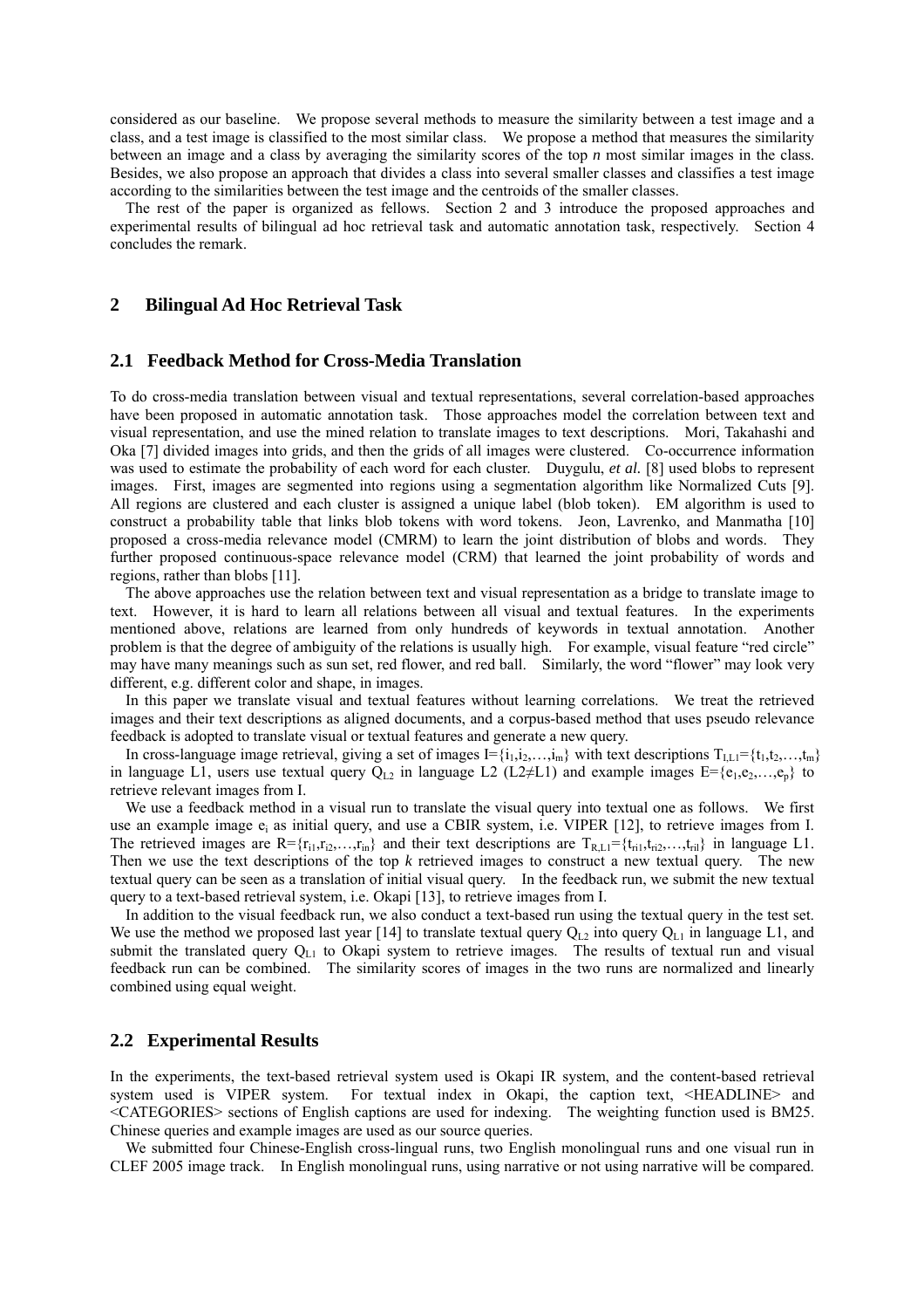considered as our baseline. We propose several methods to measure the similarity between a test image and a class, and a test image is classified to the most similar class. We propose a method that measures the similarity between an image and a class by averaging the similarity scores of the top *n* most similar images in the class. Besides, we also propose an approach that divides a class into several smaller classes and classifies a test image according to the similarities between the test image and the centroids of the smaller classes.

The rest of the paper is organized as fellows. Section 2 and 3 introduce the proposed approaches and experimental results of bilingual ad hoc retrieval task and automatic annotation task, respectively. Section 4 concludes the remark.

## 2 Bilingual Ad Hoc Retrieval Task

### 2.1 Feedback Method for Cross-Media Translation

To do cross-media translation between visual and textual representations, several correlation-based approaches have been proposed in automatic annotation task. Those approaches model the correlation between text and visual representation, and use the mined relation to translate images to text descriptions. Mori, Takahashi and Oka [7] divided images into grids, and then the grids of all images were clustered. Co-occurrence information was used to estimate the probability of each word for each cluster. Duygulu, *et al.* [8] used blobs to represent images. First, images are segmented into regions using a segmentation algorithm like Normalized Cuts [9]. All regions are clustered and each cluster is assigned a unique label (blob token). EM algorithm is used to construct a probability table that links blob tokens with word tokens. Jeon, Lavrenko, and Manmatha [10] proposed a cross-media relevance model (CMRM) to learn the joint distribution of blobs and words. They further proposed continuous-space relevance model (CRM) that learned the joint probability of words and regions, rather than blobs [11].

The above approaches use the relation between text and visual representation as a bridge to translate image to text. However, it is hard to learn all relations between all visual and textual features. In the experiments mentioned above, relations are learned from only hundreds of keywords in textual annotation. Another problem is that the degree of ambiguity of the relations is usually high. For example, visual feature "red circle" may have many meanings such as sun set, red flower, and red ball. Similarly, the word "flower" may look very different, e.g. different color and shape, in images.

In this paper we translate visual and textual features without learning correlations. We treat the retrieved images and their text descriptions as aligned documents, and a corpus-based method that uses pseudo relevance feedback is adopted to translate visual or textual features and generate a new query.

In cross-language image retrieval, giving a set of images $I=\{i_1,i_2,\ldots,i_m\}$ with text descriptions $T_{I,L1}=\{t_1,t_2,\ldots,t_m\}$ in language L1, users use textual query $Q_{L2}$ in language L2 (L2≠L1) and example images $E=\{e_1,e_2,\ldots,e_p\}$ to retrieve relevant images from I.

We use a feedback method in a visual run to translate the visual query into textual one as follows. We first use an example image $e_i$ as initial query, and use a CBIR system, i.e. VIPER [12], to retrieve images from I. The retrieved images are $R=\{r_{i1},r_{i2},\ldots,r_{in}\}$ and their text descriptions are $T_{R,L1}=\{t_{ri1},t_{ri2},\ldots,t_{ril}\}$ in language L1. Then we use the text descriptions of the top *k* retrieved images to construct a new textual query. The new textual query can be seen as a translation of initial visual query. In the feedback run, we submit the new textual query to a text-based retrieval system, i.e. Okapi [13], to retrieve images from I.

In addition to the visual feedback run, we also conduct a text-based run using the textual query in the test set. We use the method we proposed last year [14] to translate textual query $Q_{L2}$ into query $Q_{L1}$ in language L1, and submit the translated query $Q_{L1}$ to Okapi system to retrieve images. The results of textual run and visual feedback run can be combined. The similarity scores of images in the two runs are normalized and linearly combined using equal weight.

### 2.2 Experimental Results

In the experiments, the text-based retrieval system used is Okapi IR system, and the content-based retrieval system used is VIPER system. For textual index in Okapi, the caption text, <HEADLINE> and <CATEGORIES> sections of English captions are used for indexing. The weighting function used is BM25. Chinese queries and example images are used as our source queries.

We submitted four Chinese-English cross-lingual runs, two English monolingual runs and one visual run in CLEF 2005 image track. In English monolingual runs, using narrative or not using narrative will be compared.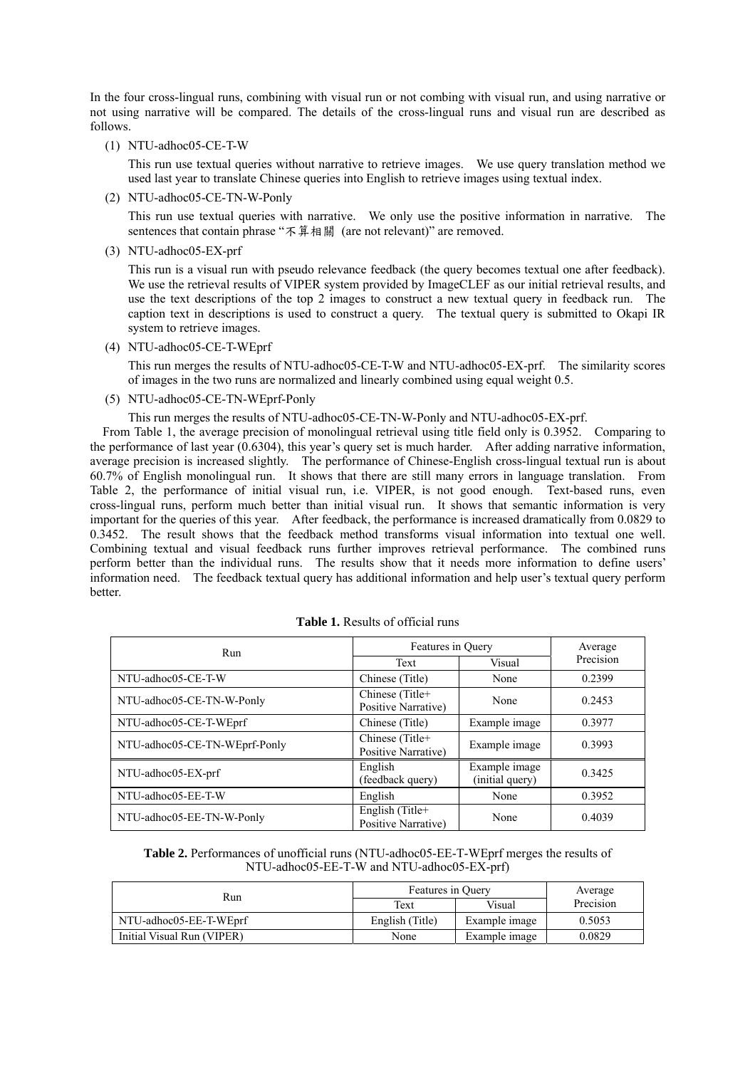In the four cross-lingual runs, combining with visual run or not combing with visual run, and using narrative or not using narrative will be compared. The details of the cross-lingual runs and visual run are described as follows.

(1) NTU-adhoc05-CE-T-W

This run use textual queries without narrative to retrieve images. We use query translation method we used last year to translate Chinese queries into English to retrieve images using textual index.

(2) NTU-adhoc05-CE-TN-W-Ponly

This run use textual queries with narrative. We only use the positive information in narrative. The sentences that contain phrase "不算相關 (are not relevant)" are removed.

(3) NTU-adhoc05-EX-prf

This run is a visual run with pseudo relevance feedback (the query becomes textual one after feedback). We use the retrieval results of VIPER system provided by ImageCLEF as our initial retrieval results, and use the text descriptions of the top 2 images to construct a new textual query in feedback run. The caption text in descriptions is used to construct a query. The textual query is submitted to Okapi IR system to retrieve images.

(4) NTU-adhoc05-CE-T-WEprf

This run merges the results of NTU-adhoc05-CE-T-W and NTU-adhoc05-EX-prf. The similarity scores of images in the two runs are normalized and linearly combined using equal weight 0.5.

(5) NTU-adhoc05-CE-TN-WEprf-Ponly

This run merges the results of NTU-adhoc05-CE-TN-W-Ponly and NTU-adhoc05-EX-prf.

From Table 1, the average precision of monolingual retrieval using title field only is 0.3952. Comparing to the performance of last year (0.6304), this year's query set is much harder. After adding narrative information, average precision is increased slightly. The performance of Chinese-English cross-lingual textual run is about 60.7% of English monolingual run. It shows that there are still many errors in language translation. From Table 2, the performance of initial visual run, i.e. VIPER, is not good enough. Text-based runs, even cross-lingual runs, perform much better than initial visual run. It shows that semantic information is very important for the queries of this year. After feedback, the performance is increased dramatically from 0.0829 to 0.3452. The result shows that the feedback method transforms visual information into textual one well. Combining textual and visual feedback runs further improves retrieval performance. The combined runs perform better than the individual runs. The results show that it needs more information to define users' information need. The feedback textual query has additional information and help user's textual query perform better.

**Table 1.** Results of official runs

| Run | Features in Query | | Average Precision |
|---|---|---|---|
| | Text | Visual | |
| NTU-adhoc05-CE-T-W | Chinese (Title) | None | 0.2399 |
| NTU-adhoc05-CE-TN-W-Ponly | Chinese (Title+ Positive Narrative) | None | 0.2453 |
| NTU-adhoc05-CE-T-WEprf | Chinese (Title) | Example image | 0.3977 |
| NTU-adhoc05-CE-TN-WEprf-Ponly | Chinese (Title+ Positive Narrative) | Example image | 0.3993 |
| NTU-adhoc05-EX-prf | English (feedback query) | Example image (initial query) | 0.3425 |
| NTU-adhoc05-EE-T-W | English | None | 0.3952 |
| NTU-adhoc05-EE-TN-W-Ponly | English (Title+ Positive Narrative) | None | 0.4039 |

**Table 2.** Performances of unofficial runs (NTU-adhoc05-EE-T-WEprf merges the results of NTU-adhoc05-EE-T-W and NTU-adhoc05-EX-prf)

| Run | Features in Query | | Average Precision |
|---|---|---|---|
| | Text | Visual | |
| NTU-adhoc05-EE-T-WEprf | English (Title) | Example image | 0.5053 |
| Initial Visual Run (VIPER) | None | Example image | 0.0829 |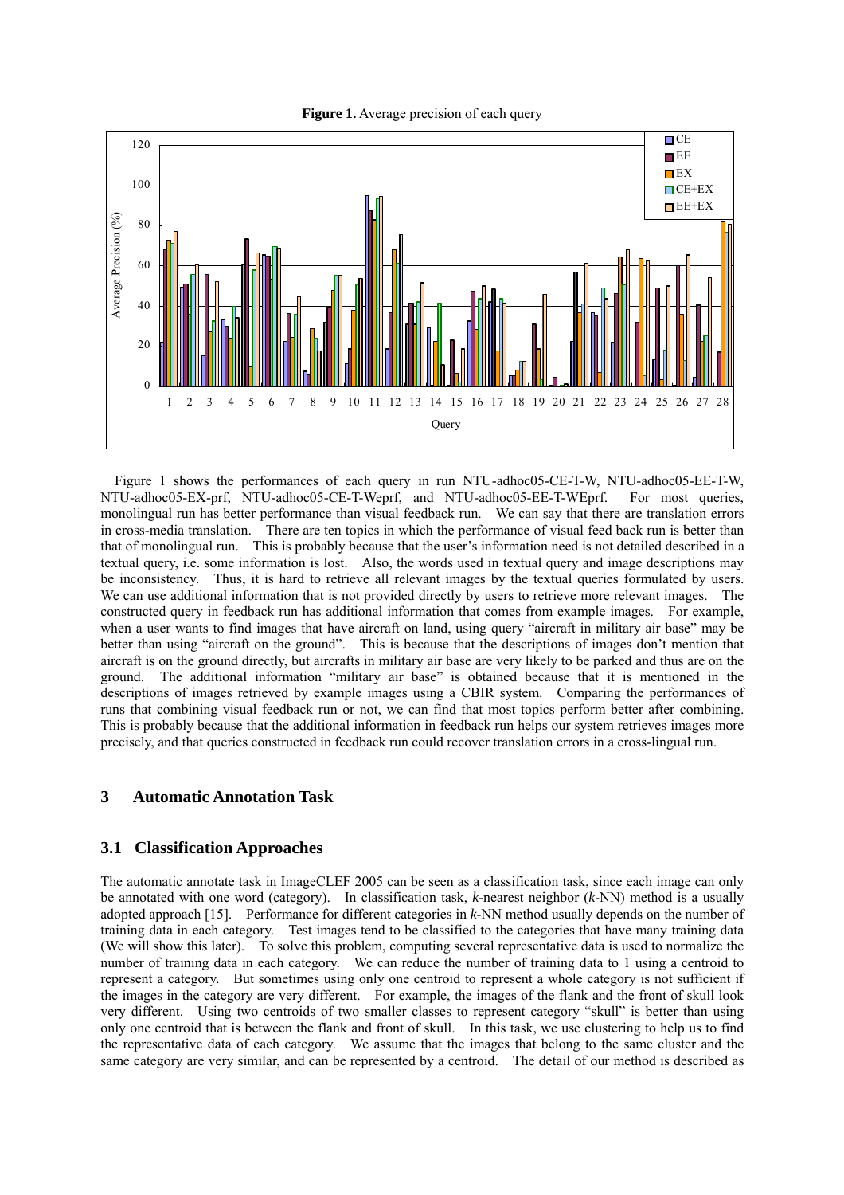**Figure 1.** Average precision of each query

Figure 1 shows the performances of each query in run NTU-adhoc05-CE-T-W, NTU-adhoc05-EE-T-W, NTU-adhoc05-EX-prf, NTU-adhoc05-CE-T-Weprf, and NTU-adhoc05-EE-T-WEprf. For most queries, monolingual run has better performance than visual feedback run. We can say that there are translation errors in cross-media translation. There are ten topics in which the performance of visual feed back run is better than that of monolingual run. This is probably because that the user's information need is not detailed described in a textual query, i.e. some information is lost. Also, the words used in textual query and image descriptions may be inconsistency. Thus, it is hard to retrieve all relevant images by the textual queries formulated by users. We can use additional information that is not provided directly by users to retrieve more relevant images. The constructed query in feedback run has additional information that comes from example images. For example, when a user wants to find images that have aircraft on land, using query "aircraft in military air base" may be better than using "aircraft on the ground". This is because that the descriptions of images don't mention that aircraft is on the ground directly, but aircrafts in military air base are very likely to be parked and thus are on the ground. The additional information "military air base" is obtained because that it is mentioned in the descriptions of images retrieved by example images using a CBIR system. Comparing the performances of runs that combining visual feedback run or not, we can find that most topics perform better after combining. This is probably because that the additional information in feedback run helps our system retrieves images more precisely, and that queries constructed in feedback run could recover translation errors in a cross-lingual run.

## 3 Automatic Annotation Task

### 3.1 Classification Approaches

The automatic annotate task in ImageCLEF 2005 can be seen as a classification task, since each image can only be annotated with one word (category). In classification task, *k*-nearest neighbor (*k*-NN) method is a usually adopted approach [15]. Performance for different categories in *k*-NN method usually depends on the number of training data in each category. Test images tend to be classified to the categories that have many training data (We will show this later). To solve this problem, computing several representative data is used to normalize the number of training data in each category. We can reduce the number of training data to 1 using a centroid to represent a category. But sometimes using only one centroid to represent a whole category is not sufficient if the images in the category are very different. For example, the images of the flank and the front of skull look very different. Using two centroids of two smaller classes to represent category "skull" is better than using only one centroid that is between the flank and front of skull. In this task, we use clustering to help us to find the representative data of each category. We assume that the images that belong to the same cluster and the same category are very similar, and can be represented by a centroid. The detail of our method is described as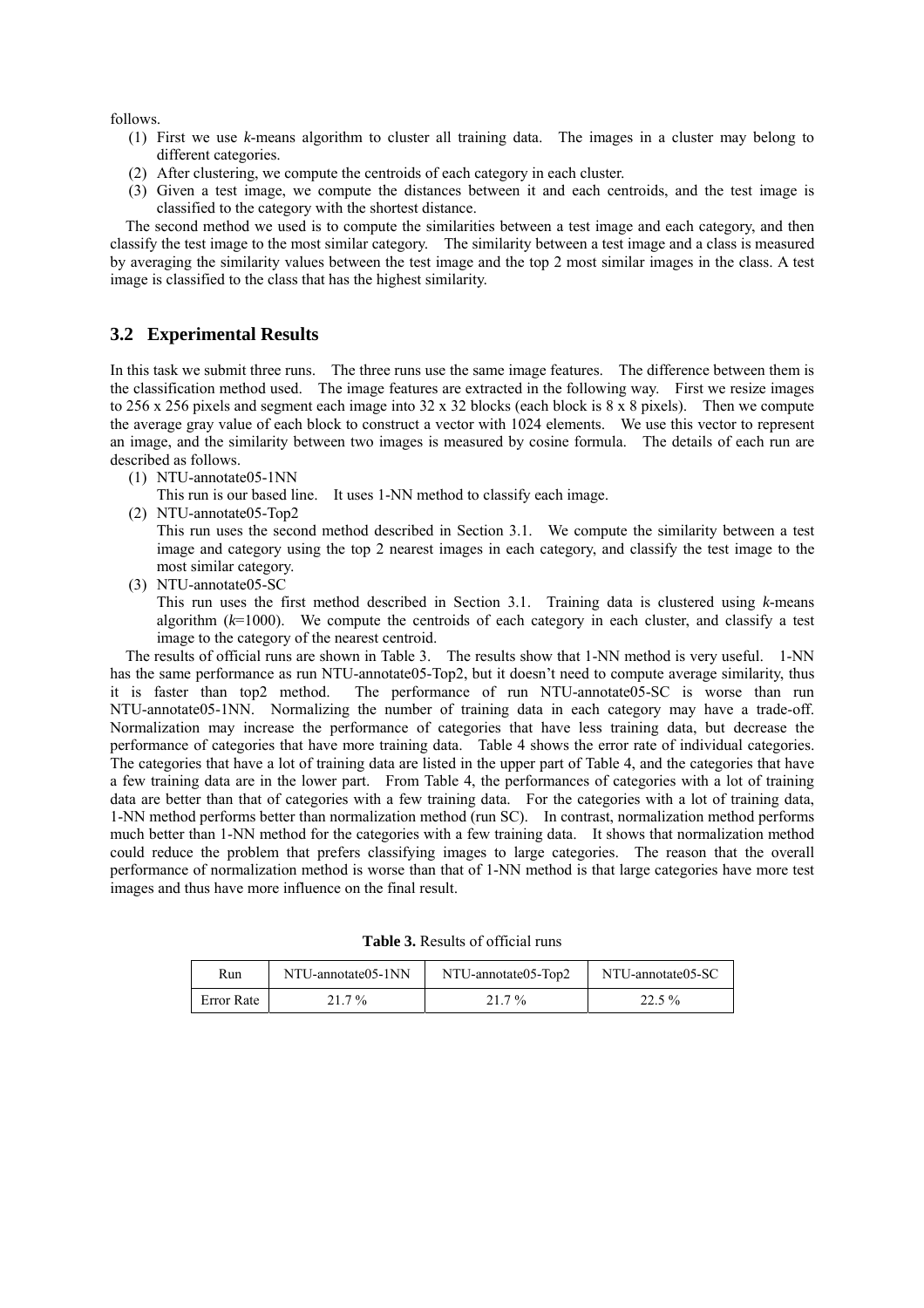follows.

(1) First we use *k*-means algorithm to cluster all training data. The images in a cluster may belong to different categories.
(2) After clustering, we compute the centroids of each category in each cluster.
(3) Given a test image, we compute the distances between it and each centroids, and the test image is classified to the category with the shortest distance.

The second method we used is to compute the similarities between a test image and each category, and then classify the test image to the most similar category. The similarity between a test image and a class is measured by averaging the similarity values between the test image and the top 2 most similar images in the class. A test image is classified to the class that has the highest similarity.

### 3.2 Experimental Results

In this task we submit three runs. The three runs use the same image features. The difference between them is the classification method used. The image features are extracted in the following way. First we resize images to 256 x 256 pixels and segment each image into 32 x 32 blocks (each block is 8 x 8 pixels). Then we compute the average gray value of each block to construct a vector with 1024 elements. We use this vector to represent an image, and the similarity between two images is measured by cosine formula. The details of each run are described as follows.

(1) NTU-annotate05-1NN
This run is our based line. It uses 1-NN method to classify each image.
(2) NTU-annotate05-Top2
This run uses the second method described in Section 3.1. We compute the similarity between a test image and category using the top 2 nearest images in each category, and classify the test image to the most similar category.
(3) NTU-annotate05-SC
This run uses the first method described in Section 3.1. Training data is clustered using *k*-means algorithm (*k*=1000). We compute the centroids of each category in each cluster, and classify a test image to the category of the nearest centroid.

The results of official runs are shown in Table 3. The results show that 1-NN method is very useful. 1-NN has the same performance as run NTU-annotate05-Top2, but it doesn't need to compute average similarity, thus it is faster than top2 method. The performance of run NTU-annotate05-SC is worse than run NTU-annotate05-1NN. Normalizing the number of training data in each category may have a trade-off. Normalization may increase the performance of categories that have less training data, but decrease the performance of categories that have more training data. Table 4 shows the error rate of individual categories. The categories that have a lot of training data are listed in the upper part of Table 4, and the categories that have a few training data are in the lower part. From Table 4, the performances of categories with a lot of training data are better than that of categories with a few training data. For the categories with a lot of training data, 1-NN method performs better than normalization method (run SC). In contrast, normalization method performs much better than 1-NN method for the categories with a few training data. It shows that normalization method could reduce the problem that prefers classifying images to large categories. The reason that the overall performance of normalization method is worse than that of 1-NN method is that large categories have more test images and thus have more influence on the final result.

**Table 3.** Results of official runs

| Run | NTU-annotate05-1NN | NTU-annotate05-Top2 | NTU-annotate05-SC |
|---|---|---|---|
| Error Rate | 21.7 % | 21.7 % | 22.5 % |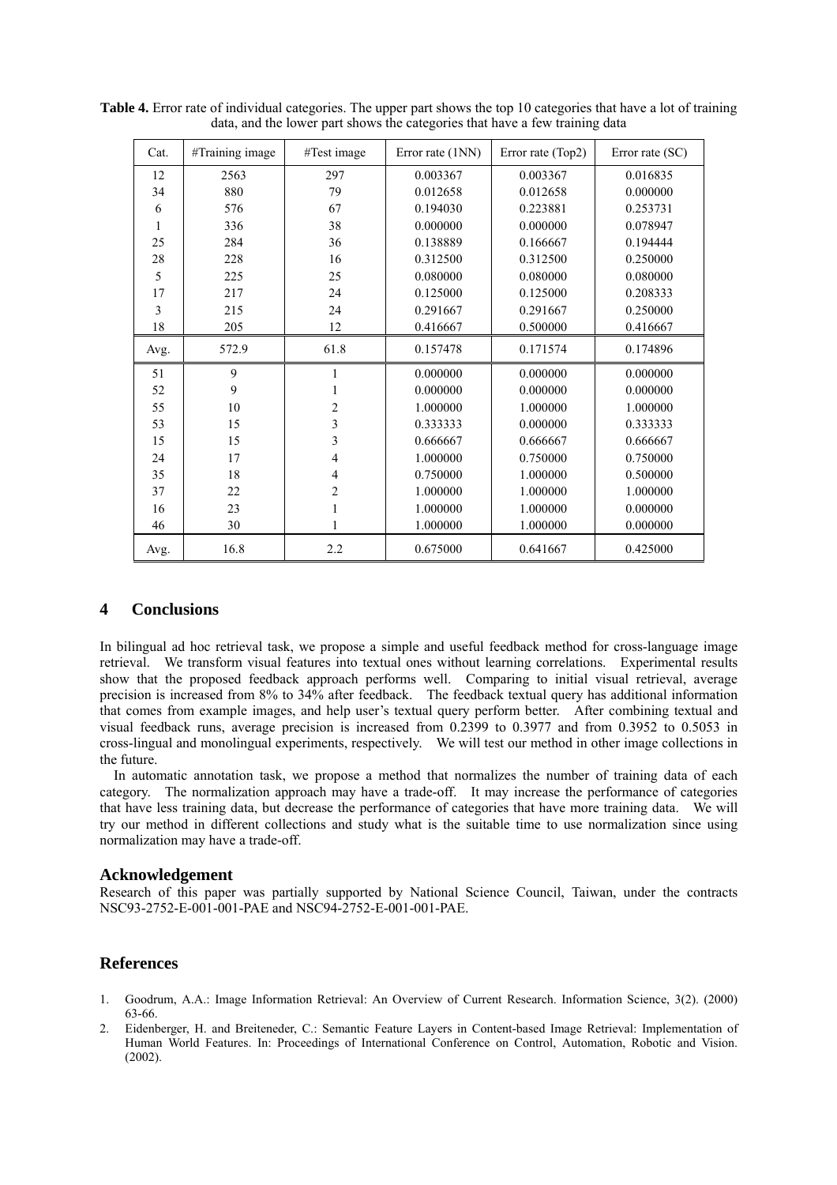**Table 4.** Error rate of individual categories. The upper part shows the top 10 categories that have a lot of training data, and the lower part shows the categories that have a few training data

| Cat. | #Training image | #Test image | Error rate (1NN) | Error rate (Top2) | Error rate (SC) |
|---|---|---|---|---|---|
| 12 | 2563 | 297 | 0.003367 | 0.003367 | 0.016835 |
| 34 | 880 | 79 | 0.012658 | 0.012658 | 0.000000 |
| 6 | 576 | 67 | 0.194030 | 0.223881 | 0.253731 |
| 1 | 336 | 38 | 0.000000 | 0.000000 | 0.078947 |
| 25 | 284 | 36 | 0.138889 | 0.166667 | 0.194444 |
| 28 | 228 | 16 | 0.312500 | 0.312500 | 0.250000 |
| 5 | 225 | 25 | 0.080000 | 0.080000 | 0.080000 |
| 17 | 217 | 24 | 0.125000 | 0.125000 | 0.208333 |
| 3 | 215 | 24 | 0.291667 | 0.291667 | 0.250000 |
| 18 | 205 | 12 | 0.416667 | 0.500000 | 0.416667 |
| Avg. | 572.9 | 61.8 | 0.157478 | 0.171574 | 0.174896 |
| 51 | 9 | 1 | 0.000000 | 0.000000 | 0.000000 |
| 52 | 9 | 1 | 0.000000 | 0.000000 | 0.000000 |
| 55 | 10 | 2 | 1.000000 | 1.000000 | 1.000000 |
| 53 | 15 | 3 | 0.333333 | 0.000000 | 0.333333 |
| 15 | 15 | 3 | 0.666667 | 0.666667 | 0.666667 |
| 24 | 17 | 4 | 1.000000 | 0.750000 | 0.750000 |
| 35 | 18 | 4 | 0.750000 | 1.000000 | 0.500000 |
| 37 | 22 | 2 | 1.000000 | 1.000000 | 1.000000 |
| 16 | 23 | 1 | 1.000000 | 1.000000 | 0.000000 |
| 46 | 30 | 1 | 1.000000 | 1.000000 | 0.000000 |
| Avg. | 16.8 | 2.2 | 0.675000 | 0.641667 | 0.425000 |

## 4 Conclusions

In bilingual ad hoc retrieval task, we propose a simple and useful feedback method for cross-language image retrieval. We transform visual features into textual ones without learning correlations. Experimental results show that the proposed feedback approach performs well. Comparing to initial visual retrieval, average precision is increased from 8% to 34% after feedback. The feedback textual query has additional information that comes from example images, and help user's textual query perform better. After combining textual and visual feedback runs, average precision is increased from 0.2399 to 0.3977 and from 0.3952 to 0.5053 in cross-lingual and monolingual experiments, respectively. We will test our method in other image collections in the future.

In automatic annotation task, we propose a method that normalizes the number of training data of each category. The normalization approach may have a trade-off. It may increase the performance of categories that have less training data, but decrease the performance of categories that have more training data. We will try our method in different collections and study what is the suitable time to use normalization since using normalization may have a trade-off.

## Acknowledgement

Research of this paper was partially supported by National Science Council, Taiwan, under the contracts NSC93-2752-E-001-001-PAE and NSC94-2752-E-001-001-PAE.

## References

1. Goodrum, A.A.: Image Information Retrieval: An Overview of Current Research. Information Science, 3(2). (2000) 63-66.
2. Eidenberger, H. and Breiteneder, C.: Semantic Feature Layers in Content-based Image Retrieval: Implementation of Human World Features. In: Proceedings of International Conference on Control, Automation, Robotic and Vision. (2002).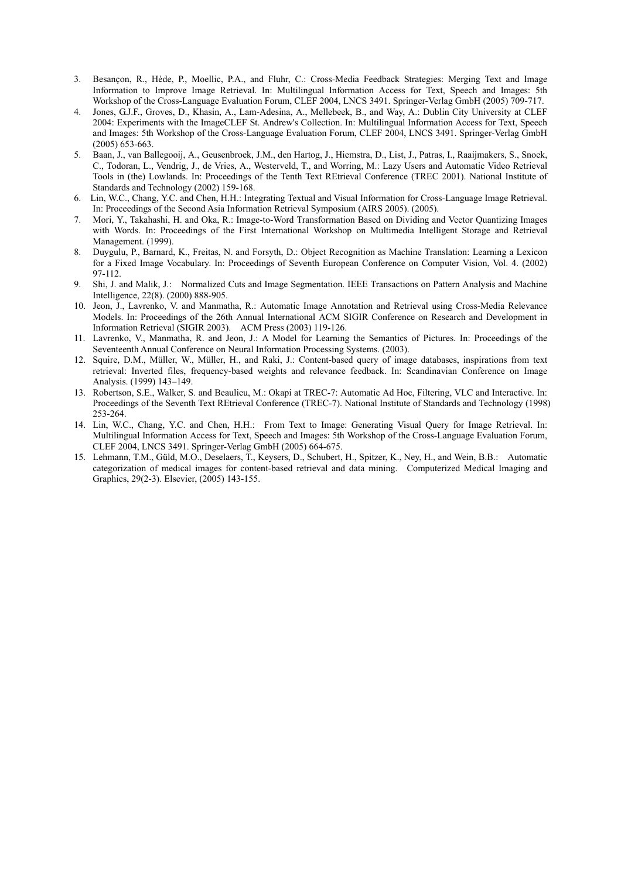3. Besançon, R., Hède, P., Moellic, P.A., and Fluhr, C.: Cross-Media Feedback Strategies: Merging Text and Image Information to Improve Image Retrieval. In: Multilingual Information Access for Text, Speech and Images: 5th Workshop of the Cross-Language Evaluation Forum, CLEF 2004, LNCS 3491. Springer-Verlag GmbH (2005) 709-717.
4. Jones, G.J.F., Groves, D., Khasin, A., Lam-Adesina, A., Mellebeek, B., and Way, A.: Dublin City University at CLEF 2004: Experiments with the ImageCLEF St. Andrew's Collection. In: Multilingual Information Access for Text, Speech and Images: 5th Workshop of the Cross-Language Evaluation Forum, CLEF 2004, LNCS 3491. Springer-Verlag GmbH (2005) 653-663.
5. Baan, J., van Ballegooij, A., Geusenbroek, J.M., den Hartog, J., Hiemstra, D., List, J., Patras, I., Raaijmakers, S., Snoek, C., Todoran, L., Vendrig, J., de Vries, A., Westerveld, T., and Worring, M.: Lazy Users and Automatic Video Retrieval Tools in (the) Lowlands. In: Proceedings of the Tenth Text REtrieval Conference (TREC 2001). National Institute of Standards and Technology (2002) 159-168.
6. Lin, W.C., Chang, Y.C. and Chen, H.H.: Integrating Textual and Visual Information for Cross-Language Image Retrieval. In: Proceedings of the Second Asia Information Retrieval Symposium (AIRS 2005). (2005).
7. Mori, Y., Takahashi, H. and Oka, R.: Image-to-Word Transformation Based on Dividing and Vector Quantizing Images with Words. In: Proceedings of the First International Workshop on Multimedia Intelligent Storage and Retrieval Management. (1999).
8. Duygulu, P., Barnard, K., Freitas, N. and Forsyth, D.: Object Recognition as Machine Translation: Learning a Lexicon for a Fixed Image Vocabulary. In: Proceedings of Seventh European Conference on Computer Vision, Vol. 4. (2002) 97-112.
9. Shi, J. and Malik, J.: Normalized Cuts and Image Segmentation. IEEE Transactions on Pattern Analysis and Machine Intelligence, 22(8). (2000) 888-905.
10. Jeon, J., Lavrenko, V. and Manmatha, R.: Automatic Image Annotation and Retrieval using Cross-Media Relevance Models. In: Proceedings of the 26th Annual International ACM SIGIR Conference on Research and Development in Information Retrieval (SIGIR 2003). ACM Press (2003) 119-126.
11. Lavrenko, V., Manmatha, R. and Jeon, J.: A Model for Learning the Semantics of Pictures. In: Proceedings of the Seventeenth Annual Conference on Neural Information Processing Systems. (2003).
12. Squire, D.M., Müller, W., Müller, H., and Raki, J.: Content-based query of image databases, inspirations from text retrieval: Inverted files, frequency-based weights and relevance feedback. In: Scandinavian Conference on Image Analysis. (1999) 143–149.
13. Robertson, S.E., Walker, S. and Beaulieu, M.: Okapi at TREC-7: Automatic Ad Hoc, Filtering, VLC and Interactive. In: Proceedings of the Seventh Text REtrieval Conference (TREC-7). National Institute of Standards and Technology (1998) 253-264.
14. Lin, W.C., Chang, Y.C. and Chen, H.H.: From Text to Image: Generating Visual Query for Image Retrieval. In: Multilingual Information Access for Text, Speech and Images: 5th Workshop of the Cross-Language Evaluation Forum, CLEF 2004, LNCS 3491. Springer-Verlag GmbH (2005) 664-675.
15. Lehmann, T.M., Güld, M.O., Deselaers, T., Keysers, D., Schubert, H., Spitzer, K., Ney, H., and Wein, B.B.: Automatic categorization of medical images for content-based retrieval and data mining. Computerized Medical Imaging and Graphics, 29(2-3). Elsevier, (2005) 143-155.